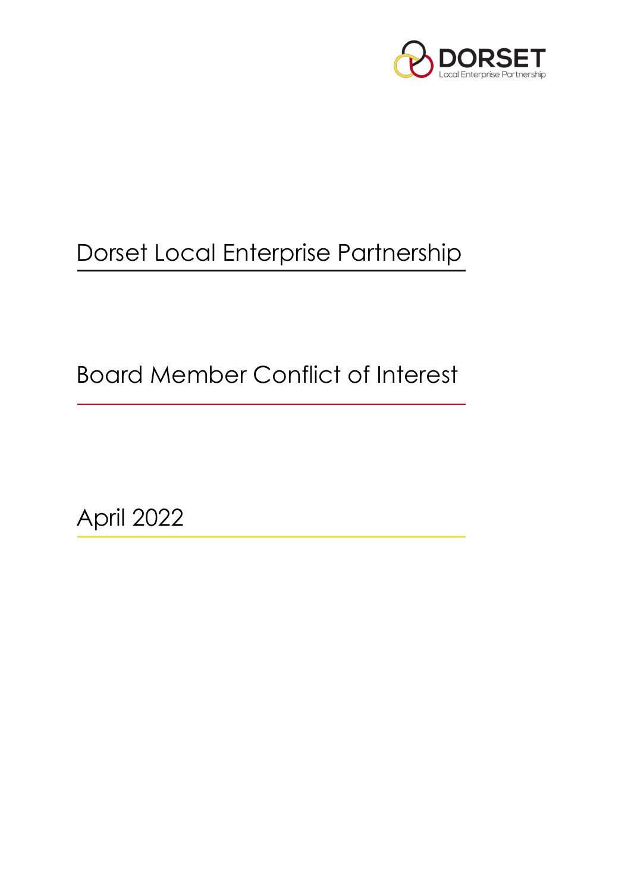DORSET
Local Enterprise Partnership

# Dorset Local Enterprise Partnership

## Board Member Conflict of Interest

April 2022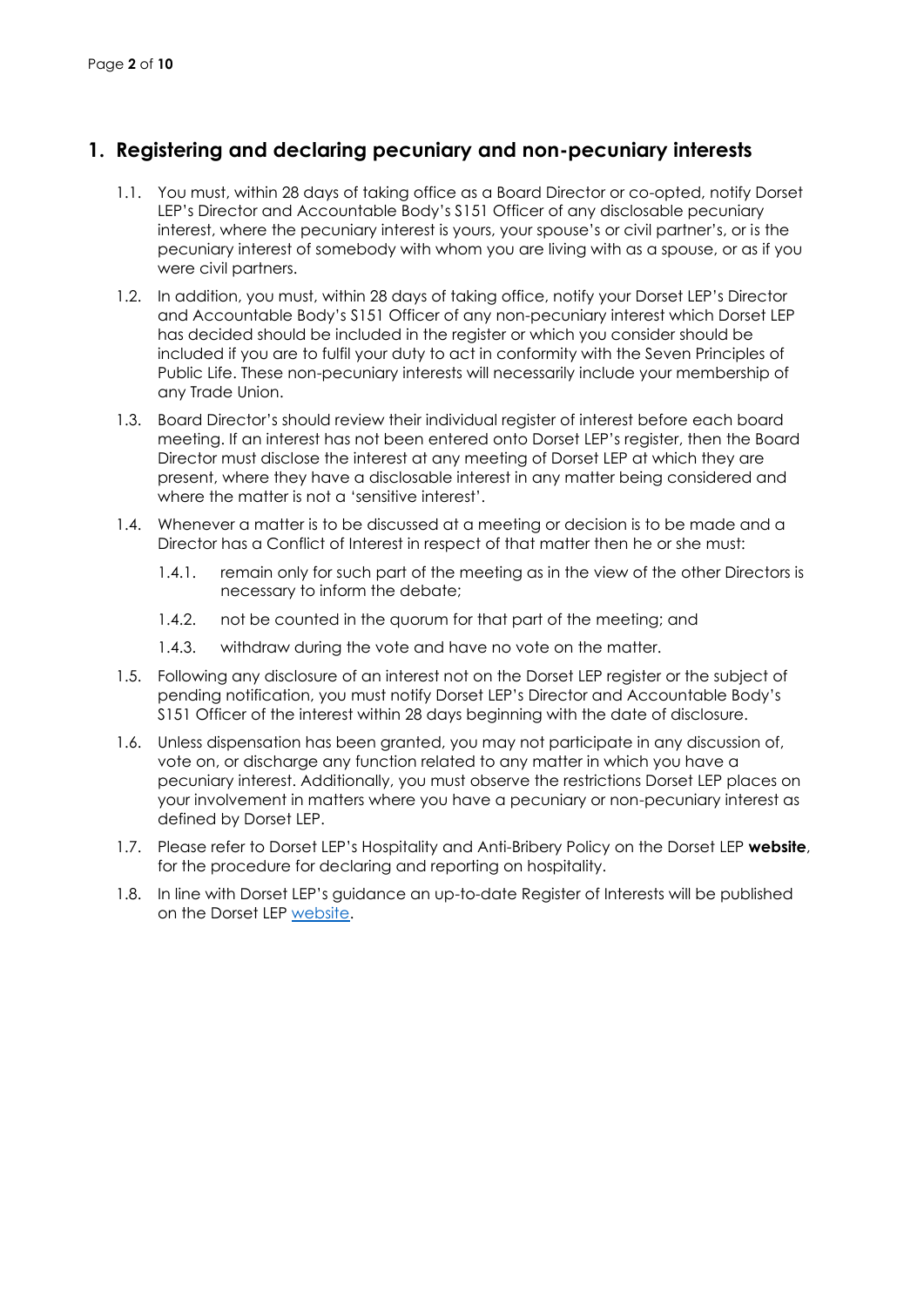# 1. Registering and declaring pecuniary and non-pecuniary interests

1.1. You must, within 28 days of taking office as a Board Director or co-opted, notify Dorset LEP's Director and Accountable Body's S151 Officer of any disclosable pecuniary interest, where the pecuniary interest is yours, your spouse's or civil partner's, or is the pecuniary interest of somebody with whom you are living with as a spouse, or as if you were civil partners.

1.2. In addition, you must, within 28 days of taking office, notify your Dorset LEP's Director and Accountable Body's S151 Officer of any non-pecuniary interest which Dorset LEP has decided should be included in the register or which you consider should be included if you are to fulfil your duty to act in conformity with the Seven Principles of Public Life. These non-pecuniary interests will necessarily include your membership of any Trade Union.

1.3. Board Director's should review their individual register of interest before each board meeting. If an interest has not been entered onto Dorset LEP's register, then the Board Director must disclose the interest at any meeting of Dorset LEP at which they are present, where they have a disclosable interest in any matter being considered and where the matter is not a 'sensitive interest'.

1.4. Whenever a matter is to be discussed at a meeting or decision is to be made and a Director has a Conflict of Interest in respect of that matter then he or she must:

   1.4.1. remain only for such part of the meeting as in the view of the other Directors is necessary to inform the debate;

   1.4.2. not be counted in the quorum for that part of the meeting; and

   1.4.3. withdraw during the vote and have no vote on the matter.

1.5. Following any disclosure of an interest not on the Dorset LEP register or the subject of pending notification, you must notify Dorset LEP's Director and Accountable Body's S151 Officer of the interest within 28 days beginning with the date of disclosure.

1.6. Unless dispensation has been granted, you may not participate in any discussion of, vote on, or discharge any function related to any matter in which you have a pecuniary interest. Additionally, you must observe the restrictions Dorset LEP places on your involvement in matters where you have a pecuniary or non-pecuniary interest as defined by Dorset LEP.

1.7. Please refer to Dorset LEP's Hospitality and Anti-Bribery Policy on the Dorset LEP **website**, for the procedure for declaring and reporting on hospitality.

1.8. In line with Dorset LEP's guidance an up-to-date Register of Interests will be published on the Dorset LEP website.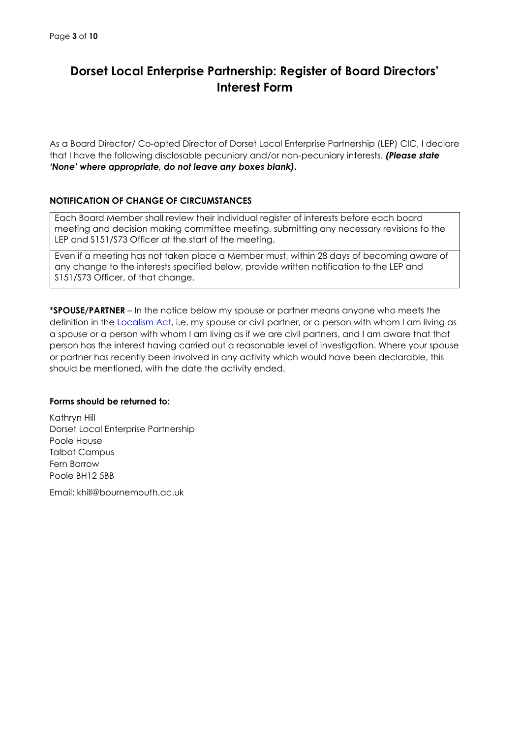# Dorset Local Enterprise Partnership: Register of Board Directors' Interest Form

As a Board Director/ Co-opted Director of Dorset Local Enterprise Partnership (LEP) CIC, I declare that I have the following disclosable pecuniary and/or non-pecuniary interests. ***(Please state 'None' where appropriate, do not leave any boxes blank).***

**NOTIFICATION OF CHANGE OF CIRCUMSTANCES**

| Each Board Member shall review their individual register of interests before each board meeting and decision making committee meeting, submitting any necessary revisions to the LEP and S151/S73 Officer at the start of the meeting. |
|---|
| Even if a meeting has not taken place a Member must, within 28 days of becoming aware of any change to the interests specified below, provide written notification to the LEP and S151/S73 Officer, of that change. |

***SPOUSE/PARTNER** – In the notice below my spouse or partner means anyone who meets the definition in the Localism Act, i.e. my spouse or civil partner, or a person with whom I am living as a spouse or a person with whom I am living as if we are civil partners, and I am aware that that person has the interest having carried out a reasonable level of investigation. Where your spouse or partner has recently been involved in any activity which would have been declarable, this should be mentioned, with the date the activity ended.

**Forms should be returned to:**

Kathryn Hill
Dorset Local Enterprise Partnership
Poole House
Talbot Campus
Fern Barrow
Poole BH12 5BB

Email: khill@bournemouth.ac.uk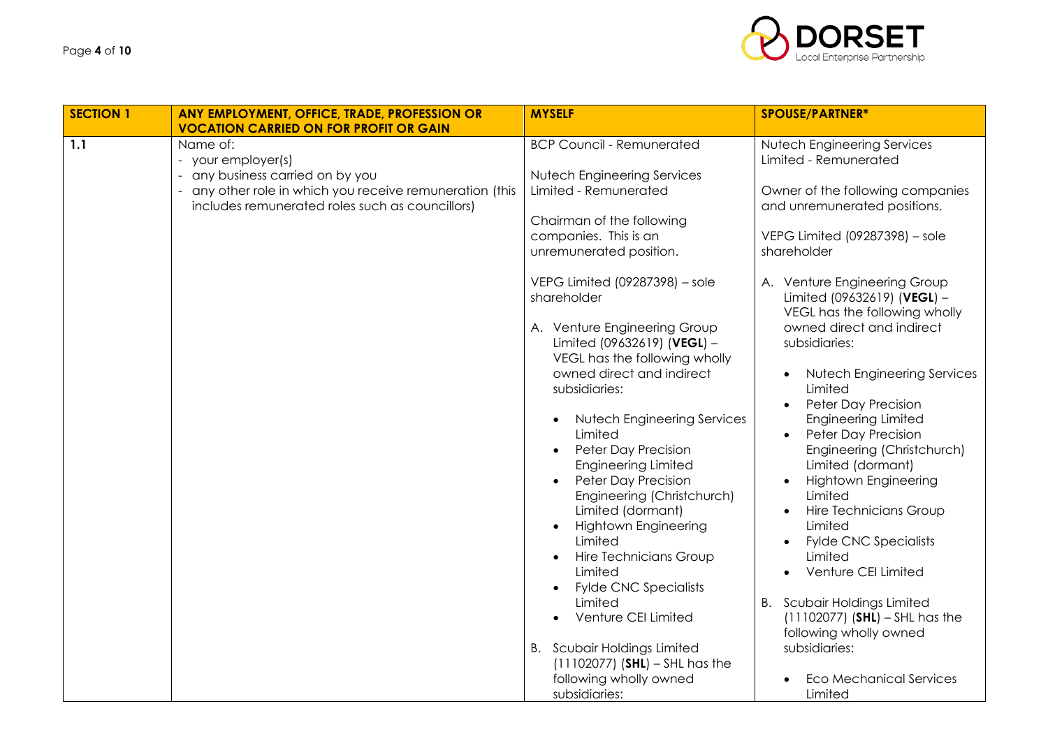| SECTION 1 | ANY EMPLOYMENT, OFFICE, TRADE, PROFESSION OR VOCATION CARRIED ON FOR PROFIT OR GAIN | MYSELF | SPOUSE/PARTNER* |
|---|---|---|---|
| 1.1 | Name of:<br>- your employer(s)<br>- any business carried on by you<br>- any other role in which you receive remuneration (this includes remunerated roles such as councillors) | BCP Council - Remunerated<br><br>Nutech Engineering Services Limited - Remunerated<br><br>Chairman of the following companies. This is an unremunerated position.<br><br>VEPG Limited (09287398) – sole shareholder<br><br>A. Venture Engineering Group Limited (09632619) (**VEGL**) – VEGL has the following wholly owned direct and indirect subsidiaries:<br>• Nutech Engineering Services Limited<br>• Peter Day Precision Engineering Limited<br>• Peter Day Precision Engineering (Christchurch) Limited (dormant)<br>• Hightown Engineering Limited<br>• Hire Technicians Group Limited<br>• Fylde CNC Specialists Limited<br>• Venture CEI Limited<br><br>B. Scubair Holdings Limited (11102077) (**SHL**) – SHL has the following wholly owned subsidiaries: | Nutech Engineering Services Limited - Remunerated<br><br>Owner of the following companies and unremunerated positions.<br><br>VEPG Limited (09287398) – sole shareholder<br><br>A. Venture Engineering Group Limited (09632619) (**VEGL**) – VEGL has the following wholly owned direct and indirect subsidiaries:<br>• Nutech Engineering Services Limited<br>• Peter Day Precision Engineering Limited<br>• Peter Day Precision Engineering (Christchurch) Limited (dormant)<br>• Hightown Engineering Limited<br>• Hire Technicians Group Limited<br>• Fylde CNC Specialists Limited<br>• Venture CEI Limited<br><br>B. Scubair Holdings Limited (11102077) (**SHL**) – SHL has the following wholly owned subsidiaries:<br>• Eco Mechanical Services Limited |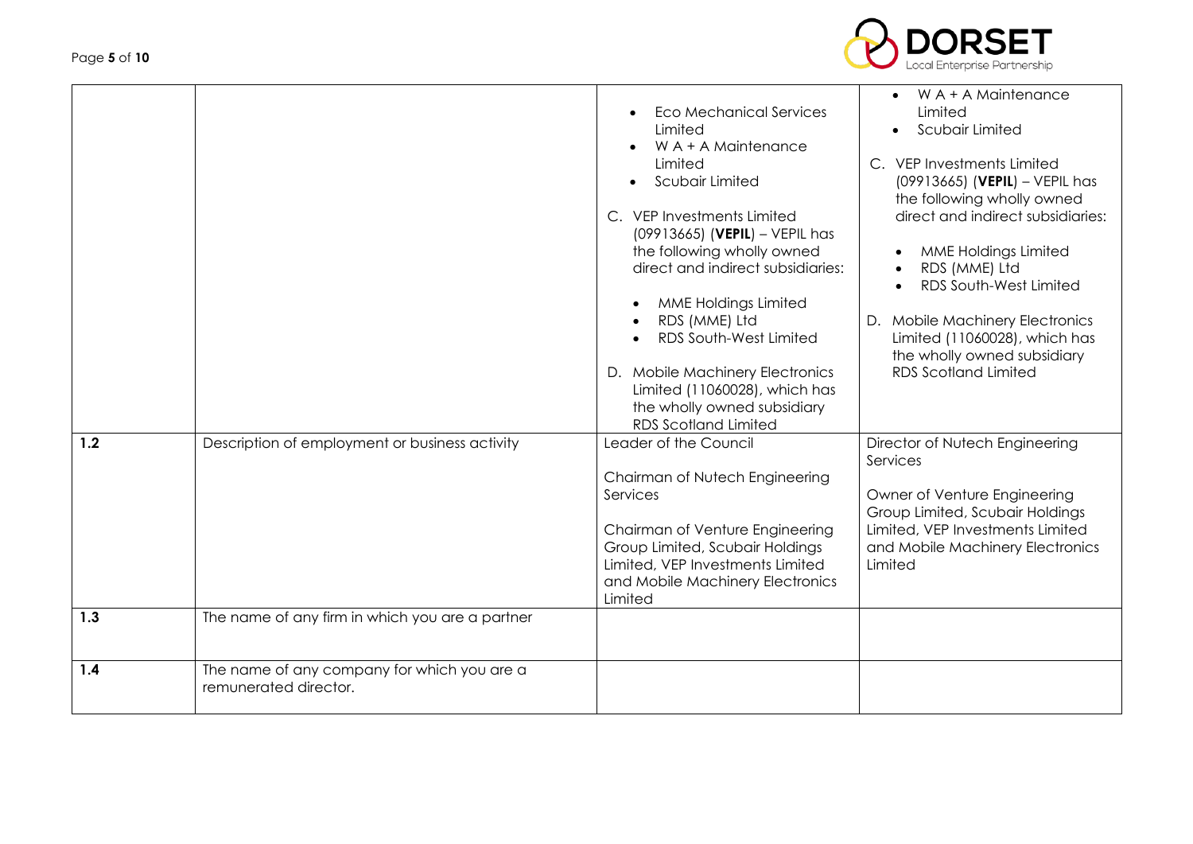| | | | |
|---|---|---|---|
| | | <ul><li>Eco Mechanical Services Limited</li><li>W A + A Maintenance Limited</li><li>Scubair Limited</li></ul>C. VEP Investments Limited (09913665) (**VEPIL**) – VEPIL has the following wholly owned direct and indirect subsidiaries:<ul><li>MME Holdings Limited</li><li>RDS (MME) Ltd</li><li>RDS South-West Limited</li></ul>D. Mobile Machinery Electronics Limited (11060028), which has the wholly owned subsidiary RDS Scotland Limited | <ul><li>W A + A Maintenance Limited</li><li>Scubair Limited</li></ul>C. VEP Investments Limited (09913665) (**VEPIL**) – VEPIL has the following wholly owned direct and indirect subsidiaries:<ul><li>MME Holdings Limited</li><li>RDS (MME) Ltd</li><li>RDS South-West Limited</li></ul>D. Mobile Machinery Electronics Limited (11060028), which has the wholly owned subsidiary RDS Scotland Limited |
| **1.2** | Description of employment or business activity | Leader of the Council<br><br>Chairman of Nutech Engineering Services<br><br>Chairman of Venture Engineering Group Limited, Scubair Holdings Limited, VEP Investments Limited and Mobile Machinery Electronics Limited | Director of Nutech Engineering Services<br><br>Owner of Venture Engineering Group Limited, Scubair Holdings Limited, VEP Investments Limited and Mobile Machinery Electronics Limited |
| **1.3** | The name of any firm in which you are a partner | | |
| **1.4** | The name of any company for which you are a remunerated director. | | |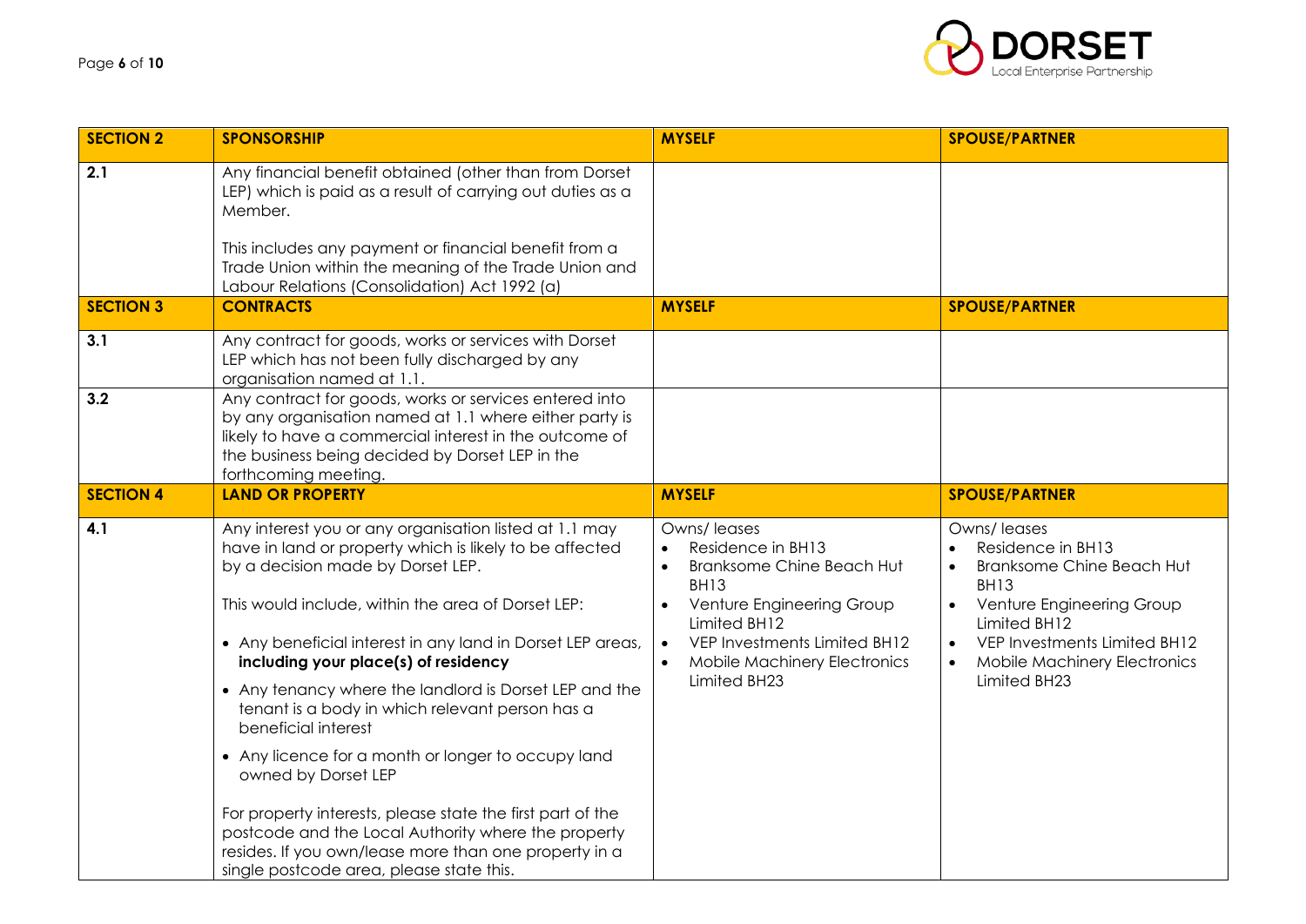| SECTION 2 | SPONSORSHIP | MYSELF | SPOUSE/PARTNER |
|---|---|---|---|
| 2.1 | Any financial benefit obtained (other than from Dorset LEP) which is paid as a result of carrying out duties as a Member.<br><br>This includes any payment or financial benefit from a Trade Union within the meaning of the Trade Union and Labour Relations (Consolidation) Act 1992 (a) | | |
| **SECTION 3** | **CONTRACTS** | **MYSELF** | **SPOUSE/PARTNER** |
| 3.1 | Any contract for goods, works or services with Dorset LEP which has not been fully discharged by any organisation named at 1.1. | | |
| 3.2 | Any contract for goods, works or services entered into by any organisation named at 1.1 where either party is likely to have a commercial interest in the outcome of the business being decided by Dorset LEP in the forthcoming meeting. | | |
| **SECTION 4** | **LAND OR PROPERTY** | **MYSELF** | **SPOUSE/PARTNER** |
| 4.1 | Any interest you or any organisation listed at 1.1 may have in land or property which is likely to be affected by a decision made by Dorset LEP.<br><br>This would include, within the area of Dorset LEP:<br><br>• Any beneficial interest in any land in Dorset LEP areas, **including your place(s) of residency**<br><br>• Any tenancy where the landlord is Dorset LEP and the tenant is a body in which relevant person has a beneficial interest<br><br>• Any licence for a month or longer to occupy land owned by Dorset LEP<br><br>For property interests, please state the first part of the postcode and the Local Authority where the property resides. If you own/lease more than one property in a single postcode area, please state this. | Owns/ leases<br>• Residence in BH13<br>• Branksome Chine Beach Hut BH13<br>• Venture Engineering Group Limited BH12<br>• VEP Investments Limited BH12<br>• Mobile Machinery Electronics Limited BH23 | Owns/ leases<br>• Residence in BH13<br>• Branksome Chine Beach Hut BH13<br>• Venture Engineering Group Limited BH12<br>• VEP Investments Limited BH12<br>• Mobile Machinery Electronics Limited BH23 |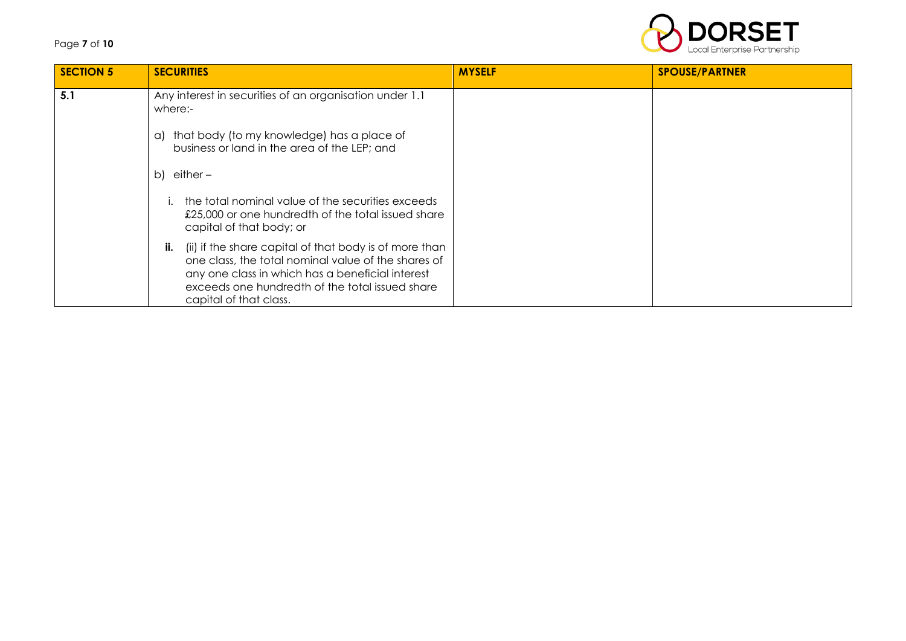| SECTION 5 | SECURITIES | MYSELF | SPOUSE/PARTNER |
|---|---|---|---|
| **5.1** | Any interest in securities of an organisation under 1.1 where:-<br><br>a) that body (to my knowledge) has a place of business or land in the area of the LEP; and<br><br>b) either –<br><br>i. the total nominal value of the securities exceeds £25,000 or one hundredth of the total issued share capital of that body; or<br><br>**ii.** (ii) if the share capital of that body is of more than one class, the total nominal value of the shares of any one class in which has a beneficial interest exceeds one hundredth of the total issued share capital of that class. | | |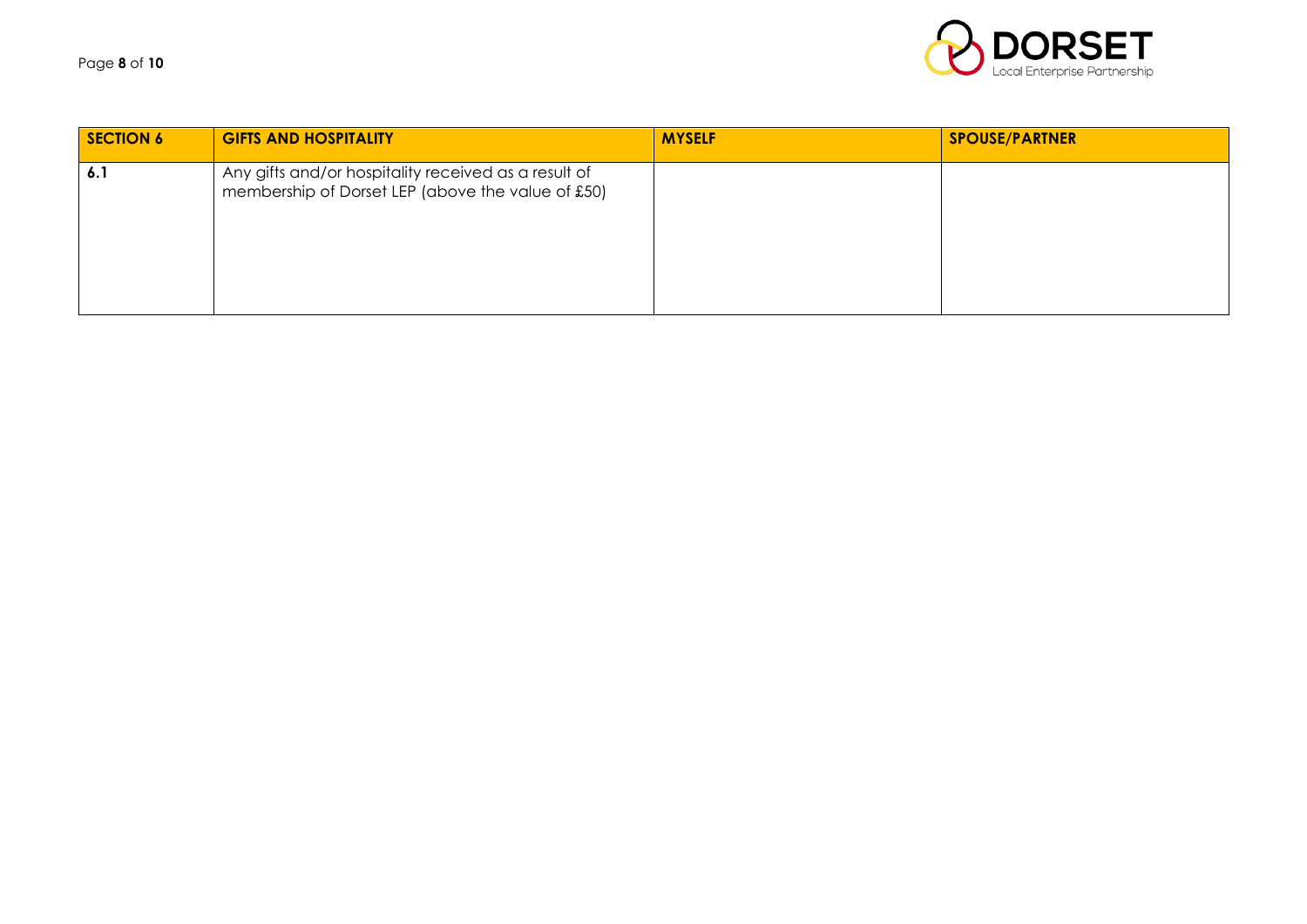| SECTION 6 | GIFTS AND HOSPITALITY | MYSELF | SPOUSE/PARTNER |
|---|---|---|---|
| 6.1 | Any gifts and/or hospitality received as a result of membership of Dorset LEP (above the value of £50) | | |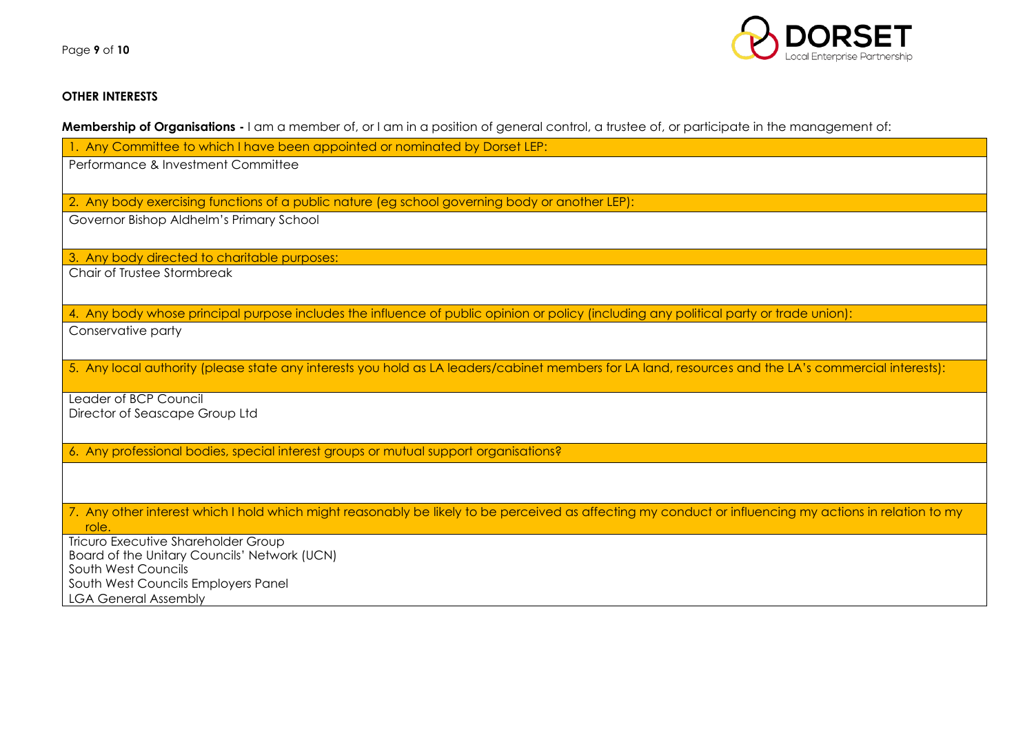## OTHER INTERESTS

**Membership of Organisations -** I am a member of, or I am in a position of general control, a trustee of, or participate in the management of:

| 1. Any Committee to which I have been appointed or nominated by Dorset LEP: |
|---|
| Performance & Investment Committee |
| **2. Any body exercising functions of a public nature (eg school governing body or another LEP):** |
| Governor Bishop Aldhelm's Primary School |
| **3. Any body directed to charitable purposes:** |
| Chair of Trustee Stormbreak |
| **4. Any body whose principal purpose includes the influence of public opinion or policy (including any political party or trade union):** |
| Conservative party |
| **5. Any local authority (please state any interests you hold as LA leaders/cabinet members for LA land, resources and the LA's commercial interests):** |
| Leader of BCP Council<br>Director of Seascape Group Ltd |
| **6. Any professional bodies, special interest groups or mutual support organisations?** |
| |
| **7. Any other interest which I hold which might reasonably be likely to be perceived as affecting my conduct or influencing my actions in relation to my role.** |
| Tricuro Executive Shareholder Group<br>Board of the Unitary Councils' Network (UCN)<br>South West Councils<br>South West Councils Employers Panel<br>LGA General Assembly |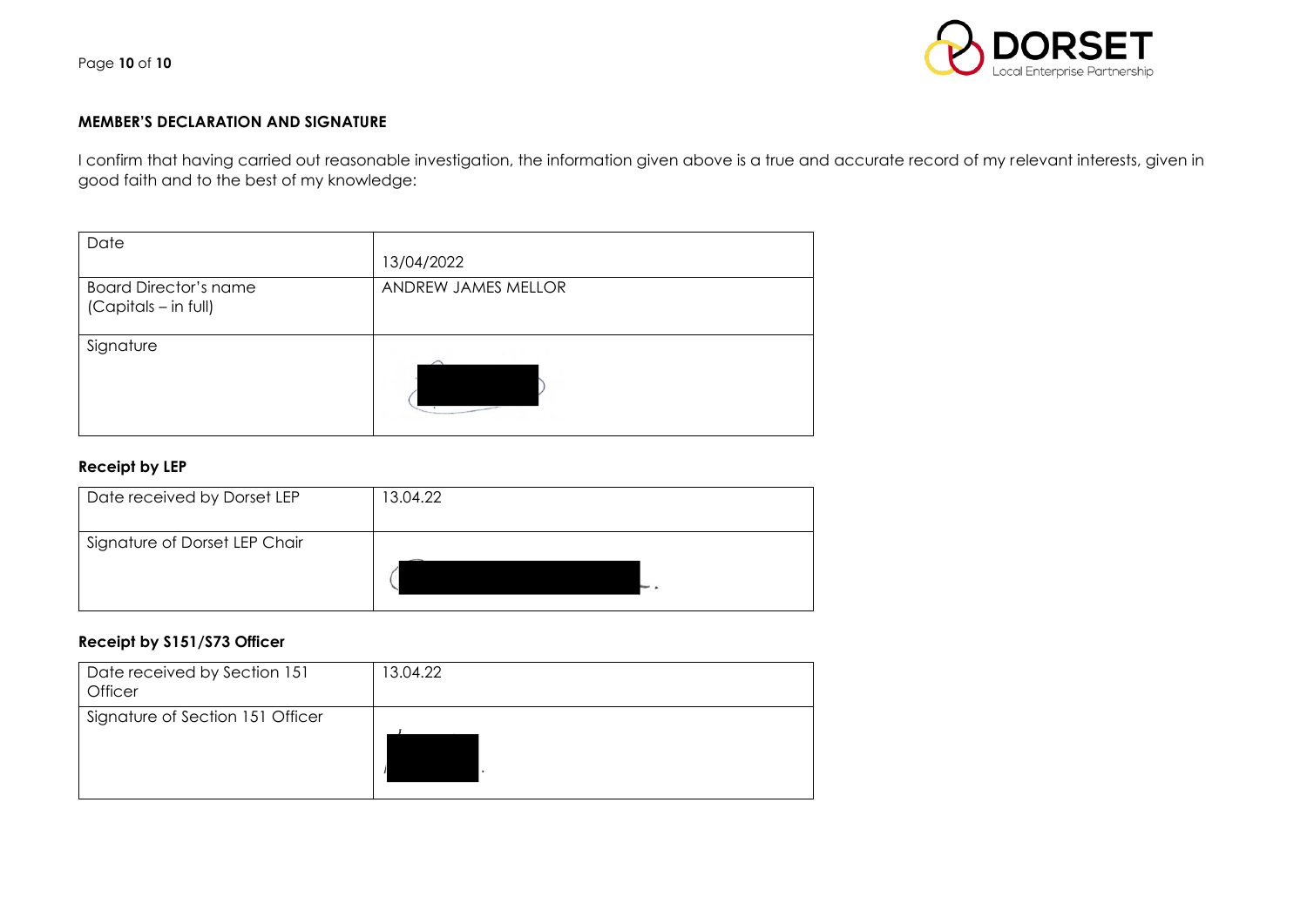**MEMBER'S DECLARATION AND SIGNATURE**

I confirm that having carried out reasonable investigation, the information given above is a true and accurate record of my relevant interests, given in good faith and to the best of my knowledge:

| | |
|---|---|
| Date | 13/04/2022 |
| Board Director's name (Capitals – in full) | ANDREW JAMES MELLOR |
| Signature | |

**Receipt by LEP**

| | |
|---|---|
| Date received by Dorset LEP | 13.04.22 |
| Signature of Dorset LEP Chair | |

**Receipt by S151/S73 Officer**

| | |
|---|---|
| Date received by Section 151 Officer | 13.04.22 |
| Signature of Section 151 Officer | |